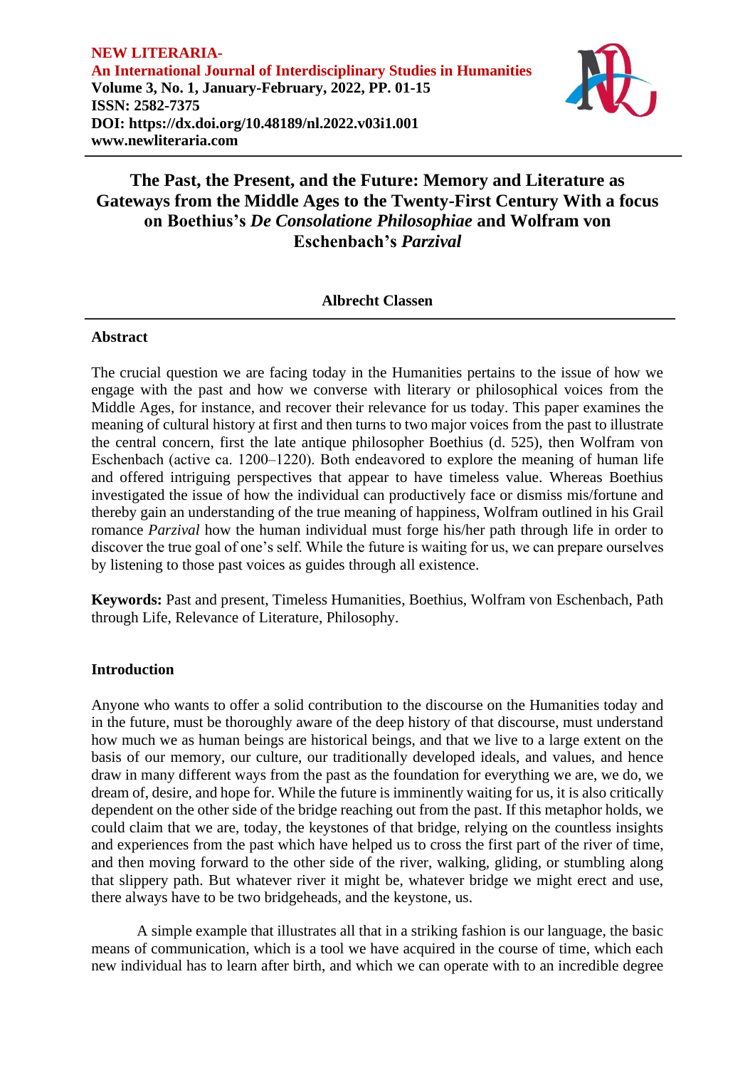**NEW LITERARIA-**
**An International Journal of Interdisciplinary Studies in Humanities**
**Volume 3, No. 1, January-February, 2022, PP. 01-15**
**ISSN: 2582-7375**
**DOI: https://dx.doi.org/10.48189/nl.2022.v03i1.001**
**www.newliteraria.com**

# The Past, the Present, and the Future: Memory and Literature as Gateways from the Middle Ages to the Twenty-First Century With a focus on Boethius's *De Consolatione Philosophiae* and Wolfram von Eschenbach's *Parzival*

**Albrecht Classen**

## Abstract

The crucial question we are facing today in the Humanities pertains to the issue of how we engage with the past and how we converse with literary or philosophical voices from the Middle Ages, for instance, and recover their relevance for us today. This paper examines the meaning of cultural history at first and then turns to two major voices from the past to illustrate the central concern, first the late antique philosopher Boethius (d. 525), then Wolfram von Eschenbach (active ca. 1200–1220). Both endeavored to explore the meaning of human life and offered intriguing perspectives that appear to have timeless value. Whereas Boethius investigated the issue of how the individual can productively face or dismiss mis/fortune and thereby gain an understanding of the true meaning of happiness, Wolfram outlined in his Grail romance *Parzival* how the human individual must forge his/her path through life in order to discover the true goal of one's self. While the future is waiting for us, we can prepare ourselves by listening to those past voices as guides through all existence.

**Keywords:** Past and present, Timeless Humanities, Boethius, Wolfram von Eschenbach, Path through Life, Relevance of Literature, Philosophy.

## Introduction

Anyone who wants to offer a solid contribution to the discourse on the Humanities today and in the future, must be thoroughly aware of the deep history of that discourse, must understand how much we as human beings are historical beings, and that we live to a large extent on the basis of our memory, our culture, our traditionally developed ideals, and values, and hence draw in many different ways from the past as the foundation for everything we are, we do, we dream of, desire, and hope for. While the future is imminently waiting for us, it is also critically dependent on the other side of the bridge reaching out from the past. If this metaphor holds, we could claim that we are, today, the keystones of that bridge, relying on the countless insights and experiences from the past which have helped us to cross the first part of the river of time, and then moving forward to the other side of the river, walking, gliding, or stumbling along that slippery path. But whatever river it might be, whatever bridge we might erect and use, there always have to be two bridgeheads, and the keystone, us.

A simple example that illustrates all that in a striking fashion is our language, the basic means of communication, which is a tool we have acquired in the course of time, which each new individual has to learn after birth, and which we can operate with to an incredible degree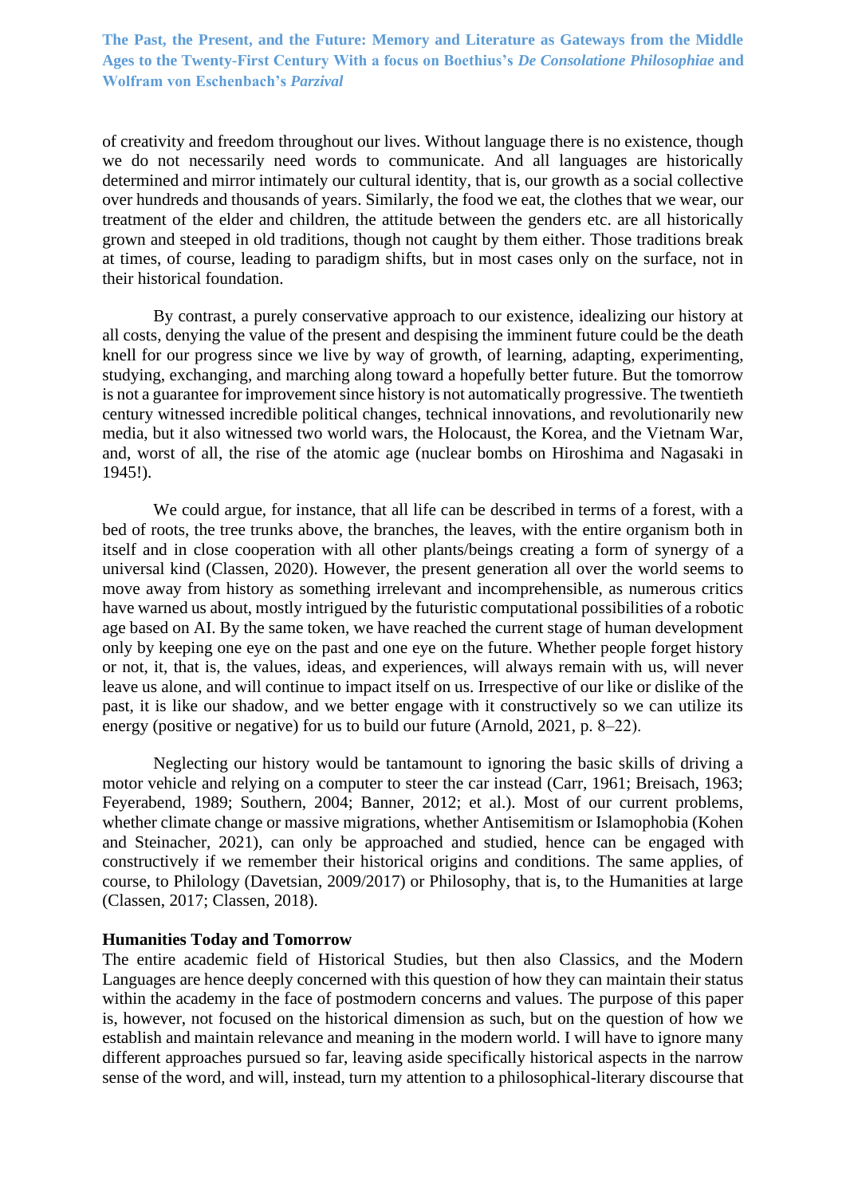of creativity and freedom throughout our lives. Without language there is no existence, though we do not necessarily need words to communicate. And all languages are historically determined and mirror intimately our cultural identity, that is, our growth as a social collective over hundreds and thousands of years. Similarly, the food we eat, the clothes that we wear, our treatment of the elder and children, the attitude between the genders etc. are all historically grown and steeped in old traditions, though not caught by them either. Those traditions break at times, of course, leading to paradigm shifts, but in most cases only on the surface, not in their historical foundation.

By contrast, a purely conservative approach to our existence, idealizing our history at all costs, denying the value of the present and despising the imminent future could be the death knell for our progress since we live by way of growth, of learning, adapting, experimenting, studying, exchanging, and marching along toward a hopefully better future. But the tomorrow is not a guarantee for improvement since history is not automatically progressive. The twentieth century witnessed incredible political changes, technical innovations, and revolutionarily new media, but it also witnessed two world wars, the Holocaust, the Korea, and the Vietnam War, and, worst of all, the rise of the atomic age (nuclear bombs on Hiroshima and Nagasaki in 1945!).

We could argue, for instance, that all life can be described in terms of a forest, with a bed of roots, the tree trunks above, the branches, the leaves, with the entire organism both in itself and in close cooperation with all other plants/beings creating a form of synergy of a universal kind (Classen, 2020). However, the present generation all over the world seems to move away from history as something irrelevant and incomprehensible, as numerous critics have warned us about, mostly intrigued by the futuristic computational possibilities of a robotic age based on AI. By the same token, we have reached the current stage of human development only by keeping one eye on the past and one eye on the future. Whether people forget history or not, it, that is, the values, ideas, and experiences, will always remain with us, will never leave us alone, and will continue to impact itself on us. Irrespective of our like or dislike of the past, it is like our shadow, and we better engage with it constructively so we can utilize its energy (positive or negative) for us to build our future (Arnold, 2021, p. 8–22).

Neglecting our history would be tantamount to ignoring the basic skills of driving a motor vehicle and relying on a computer to steer the car instead (Carr, 1961; Breisach, 1963; Feyerabend, 1989; Southern, 2004; Banner, 2012; et al.). Most of our current problems, whether climate change or massive migrations, whether Antisemitism or Islamophobia (Kohen and Steinacher, 2021), can only be approached and studied, hence can be engaged with constructively if we remember their historical origins and conditions. The same applies, of course, to Philology (Davetsian, 2009/2017) or Philosophy, that is, to the Humanities at large (Classen, 2017; Classen, 2018).

## Humanities Today and Tomorrow

The entire academic field of Historical Studies, but then also Classics, and the Modern Languages are hence deeply concerned with this question of how they can maintain their status within the academy in the face of postmodern concerns and values. The purpose of this paper is, however, not focused on the historical dimension as such, but on the question of how we establish and maintain relevance and meaning in the modern world. I will have to ignore many different approaches pursued so far, leaving aside specifically historical aspects in the narrow sense of the word, and will, instead, turn my attention to a philosophical-literary discourse that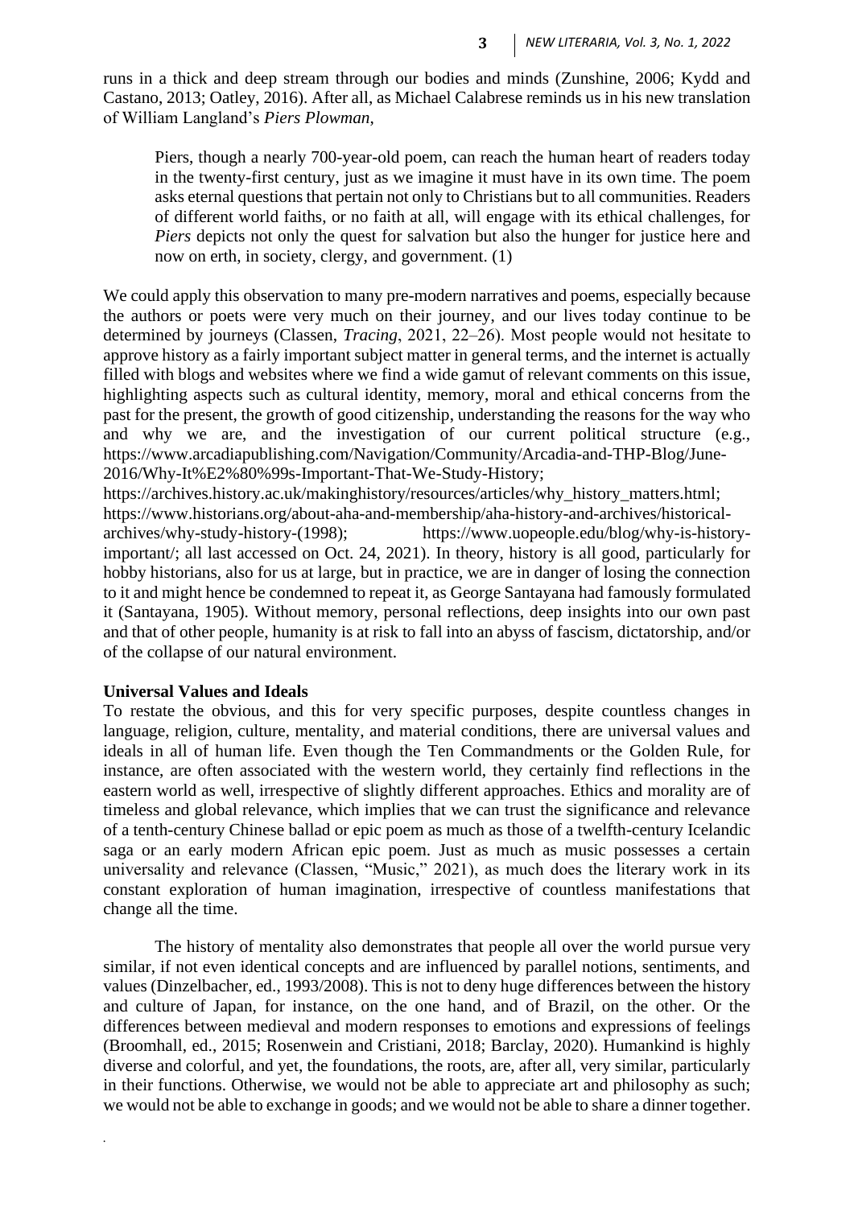runs in a thick and deep stream through our bodies and minds (Zunshine, 2006; Kydd and Castano, 2013; Oatley, 2016). After all, as Michael Calabrese reminds us in his new translation of William Langland's *Piers Plowman*,

> Piers, though a nearly 700-year-old poem, can reach the human heart of readers today in the twenty-first century, just as we imagine it must have in its own time. The poem asks eternal questions that pertain not only to Christians but to all communities. Readers of different world faiths, or no faith at all, will engage with its ethical challenges, for *Piers* depicts not only the quest for salvation but also the hunger for justice here and now on erth, in society, clergy, and government. (1)

We could apply this observation to many pre-modern narratives and poems, especially because the authors or poets were very much on their journey, and our lives today continue to be determined by journeys (Classen, *Tracing*, 2021, 22–26). Most people would not hesitate to approve history as a fairly important subject matter in general terms, and the internet is actually filled with blogs and websites where we find a wide gamut of relevant comments on this issue, highlighting aspects such as cultural identity, memory, moral and ethical concerns from the past for the present, the growth of good citizenship, understanding the reasons for the way who and why we are, and the investigation of our current political structure (e.g., https://www.arcadiapublishing.com/Navigation/Community/Arcadia-and-THP-Blog/June-2016/Why-It%E2%80%99s-Important-That-We-Study-History; https://archives.history.ac.uk/makinghistory/resources/articles/why_history_matters.html; https://www.historians.org/about-aha-and-membership/aha-history-and-archives/historical-archives/why-study-history-(1998); https://www.uopeople.edu/blog/why-is-history-important/; all last accessed on Oct. 24, 2021). In theory, history is all good, particularly for hobby historians, also for us at large, but in practice, we are in danger of losing the connection to it and might hence be condemned to repeat it, as George Santayana had famously formulated it (Santayana, 1905). Without memory, personal reflections, deep insights into our own past and that of other people, humanity is at risk to fall into an abyss of fascism, dictatorship, and/or of the collapse of our natural environment.

### Universal Values and Ideals

To restate the obvious, and this for very specific purposes, despite countless changes in language, religion, culture, mentality, and material conditions, there are universal values and ideals in all of human life. Even though the Ten Commandments or the Golden Rule, for instance, are often associated with the western world, they certainly find reflections in the eastern world as well, irrespective of slightly different approaches. Ethics and morality are of timeless and global relevance, which implies that we can trust the significance and relevance of a tenth-century Chinese ballad or epic poem as much as those of a twelfth-century Icelandic saga or an early modern African epic poem. Just as much as music possesses a certain universality and relevance (Classen, "Music," 2021), as much does the literary work in its constant exploration of human imagination, irrespective of countless manifestations that change all the time.

The history of mentality also demonstrates that people all over the world pursue very similar, if not even identical concepts and are influenced by parallel notions, sentiments, and values (Dinzelbacher, ed., 1993/2008). This is not to deny huge differences between the history and culture of Japan, for instance, on the one hand, and of Brazil, on the other. Or the differences between medieval and modern responses to emotions and expressions of feelings (Broomhall, ed., 2015; Rosenwein and Cristiani, 2018; Barclay, 2020). Humankind is highly diverse and colorful, and yet, the foundations, the roots, are, after all, very similar, particularly in their functions. Otherwise, we would not be able to appreciate art and philosophy as such; we would not be able to exchange in goods; and we would not be able to share a dinner together.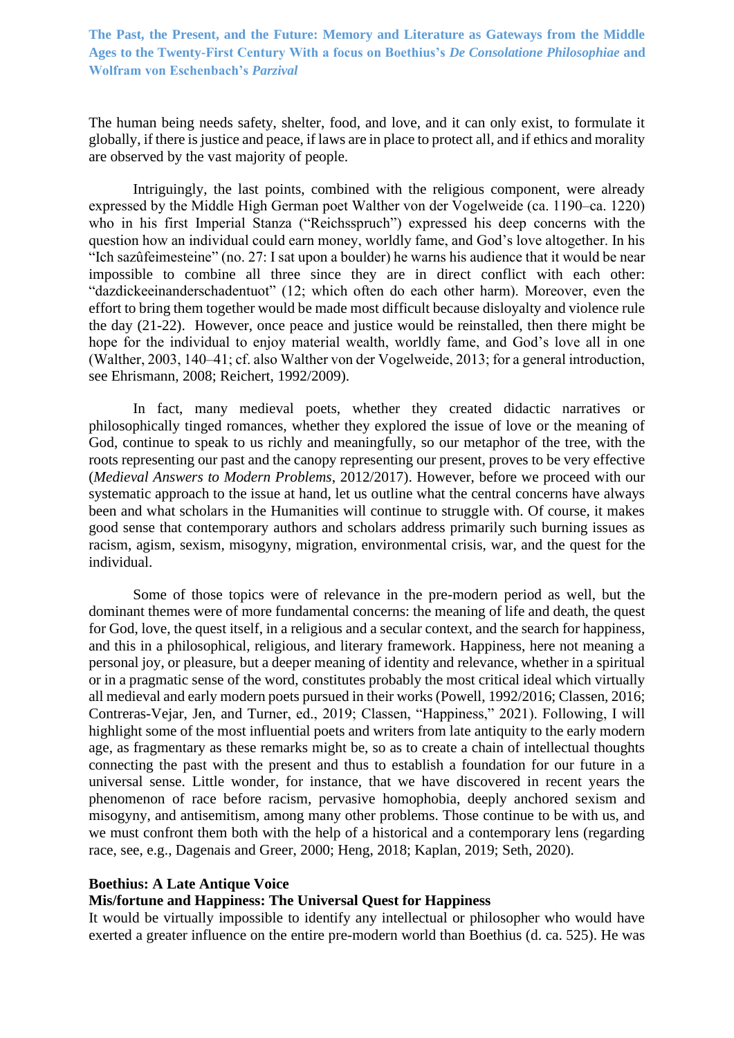The human being needs safety, shelter, food, and love, and it can only exist, to formulate it globally, if there is justice and peace, if laws are in place to protect all, and if ethics and morality are observed by the vast majority of people.

Intriguingly, the last points, combined with the religious component, were already expressed by the Middle High German poet Walther von der Vogelweide (ca. 1190–ca. 1220) who in his first Imperial Stanza ("Reichsspruch") expressed his deep concerns with the question how an individual could earn money, worldly fame, and God's love altogether. In his "Ich sazûfeimesteine" (no. 27: I sat upon a boulder) he warns his audience that it would be near impossible to combine all three since they are in direct conflict with each other: "dazdickeeinanderschadentuot" (12; which often do each other harm). Moreover, even the effort to bring them together would be made most difficult because disloyalty and violence rule the day (21-22). However, once peace and justice would be reinstalled, then there might be hope for the individual to enjoy material wealth, worldly fame, and God's love all in one (Walther, 2003, 140–41; cf. also Walther von der Vogelweide, 2013; for a general introduction, see Ehrismann, 2008; Reichert, 1992/2009).

In fact, many medieval poets, whether they created didactic narratives or philosophically tinged romances, whether they explored the issue of love or the meaning of God, continue to speak to us richly and meaningfully, so our metaphor of the tree, with the roots representing our past and the canopy representing our present, proves to be very effective (*Medieval Answers to Modern Problems*, 2012/2017). However, before we proceed with our systematic approach to the issue at hand, let us outline what the central concerns have always been and what scholars in the Humanities will continue to struggle with. Of course, it makes good sense that contemporary authors and scholars address primarily such burning issues as racism, agism, sexism, misogyny, migration, environmental crisis, war, and the quest for the individual.

Some of those topics were of relevance in the pre-modern period as well, but the dominant themes were of more fundamental concerns: the meaning of life and death, the quest for God, love, the quest itself, in a religious and a secular context, and the search for happiness, and this in a philosophical, religious, and literary framework. Happiness, here not meaning a personal joy, or pleasure, but a deeper meaning of identity and relevance, whether in a spiritual or in a pragmatic sense of the word, constitutes probably the most critical ideal which virtually all medieval and early modern poets pursued in their works (Powell, 1992/2016; Classen, 2016; Contreras-Vejar, Jen, and Turner, ed., 2019; Classen, "Happiness," 2021). Following, I will highlight some of the most influential poets and writers from late antiquity to the early modern age, as fragmentary as these remarks might be, so as to create a chain of intellectual thoughts connecting the past with the present and thus to establish a foundation for our future in a universal sense. Little wonder, for instance, that we have discovered in recent years the phenomenon of race before racism, pervasive homophobia, deeply anchored sexism and misogyny, and antisemitism, among many other problems. Those continue to be with us, and we must confront them both with the help of a historical and a contemporary lens (regarding race, see, e.g., Dagenais and Greer, 2000; Heng, 2018; Kaplan, 2019; Seth, 2020).

## Boethius: A Late Antique Voice

### Mis/fortune and Happiness: The Universal Quest for Happiness

It would be virtually impossible to identify any intellectual or philosopher who would have exerted a greater influence on the entire pre-modern world than Boethius (d. ca. 525). He was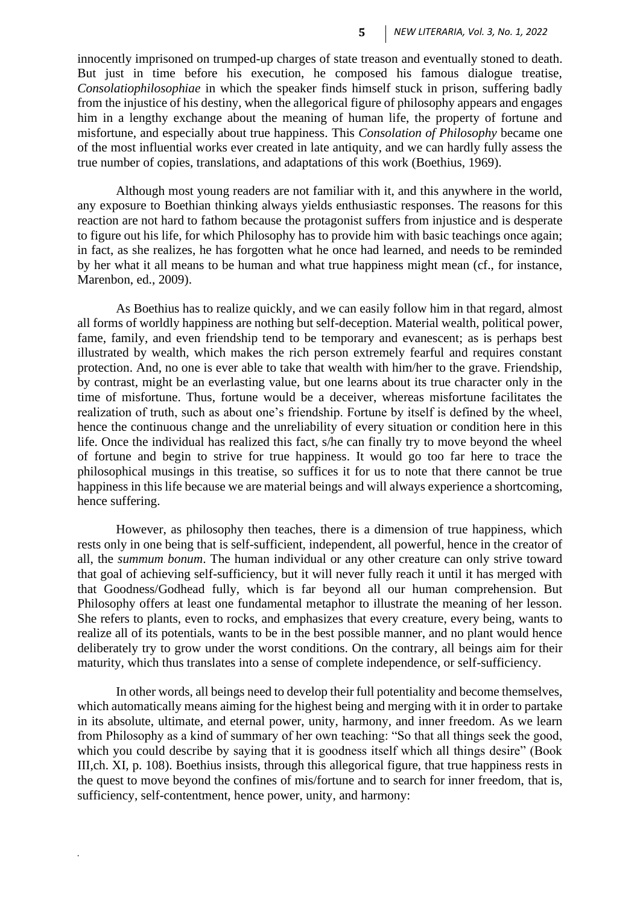innocently imprisoned on trumped-up charges of state treason and eventually stoned to death. But just in time before his execution, he composed his famous dialogue treatise, *Consolatiophilosophiae* in which the speaker finds himself stuck in prison, suffering badly from the injustice of his destiny, when the allegorical figure of philosophy appears and engages him in a lengthy exchange about the meaning of human life, the property of fortune and misfortune, and especially about true happiness. This *Consolation of Philosophy* became one of the most influential works ever created in late antiquity, and we can hardly fully assess the true number of copies, translations, and adaptations of this work (Boethius, 1969).

Although most young readers are not familiar with it, and this anywhere in the world, any exposure to Boethian thinking always yields enthusiastic responses. The reasons for this reaction are not hard to fathom because the protagonist suffers from injustice and is desperate to figure out his life, for which Philosophy has to provide him with basic teachings once again; in fact, as she realizes, he has forgotten what he once had learned, and needs to be reminded by her what it all means to be human and what true happiness might mean (cf., for instance, Marenbon, ed., 2009).

As Boethius has to realize quickly, and we can easily follow him in that regard, almost all forms of worldly happiness are nothing but self-deception. Material wealth, political power, fame, family, and even friendship tend to be temporary and evanescent; as is perhaps best illustrated by wealth, which makes the rich person extremely fearful and requires constant protection. And, no one is ever able to take that wealth with him/her to the grave. Friendship, by contrast, might be an everlasting value, but one learns about its true character only in the time of misfortune. Thus, fortune would be a deceiver, whereas misfortune facilitates the realization of truth, such as about one's friendship. Fortune by itself is defined by the wheel, hence the continuous change and the unreliability of every situation or condition here in this life. Once the individual has realized this fact, s/he can finally try to move beyond the wheel of fortune and begin to strive for true happiness. It would go too far here to trace the philosophical musings in this treatise, so suffices it for us to note that there cannot be true happiness in this life because we are material beings and will always experience a shortcoming, hence suffering.

However, as philosophy then teaches, there is a dimension of true happiness, which rests only in one being that is self-sufficient, independent, all powerful, hence in the creator of all, the *summum bonum*. The human individual or any other creature can only strive toward that goal of achieving self-sufficiency, but it will never fully reach it until it has merged with that Goodness/Godhead fully, which is far beyond all our human comprehension. But Philosophy offers at least one fundamental metaphor to illustrate the meaning of her lesson. She refers to plants, even to rocks, and emphasizes that every creature, every being, wants to realize all of its potentials, wants to be in the best possible manner, and no plant would hence deliberately try to grow under the worst conditions. On the contrary, all beings aim for their maturity, which thus translates into a sense of complete independence, or self-sufficiency.

In other words, all beings need to develop their full potentiality and become themselves, which automatically means aiming for the highest being and merging with it in order to partake in its absolute, ultimate, and eternal power, unity, harmony, and inner freedom. As we learn from Philosophy as a kind of summary of her own teaching: "So that all things seek the good, which you could describe by saying that it is goodness itself which all things desire" (Book III,ch. XI, p. 108). Boethius insists, through this allegorical figure, that true happiness rests in the quest to move beyond the confines of mis/fortune and to search for inner freedom, that is, sufficiency, self-contentment, hence power, unity, and harmony: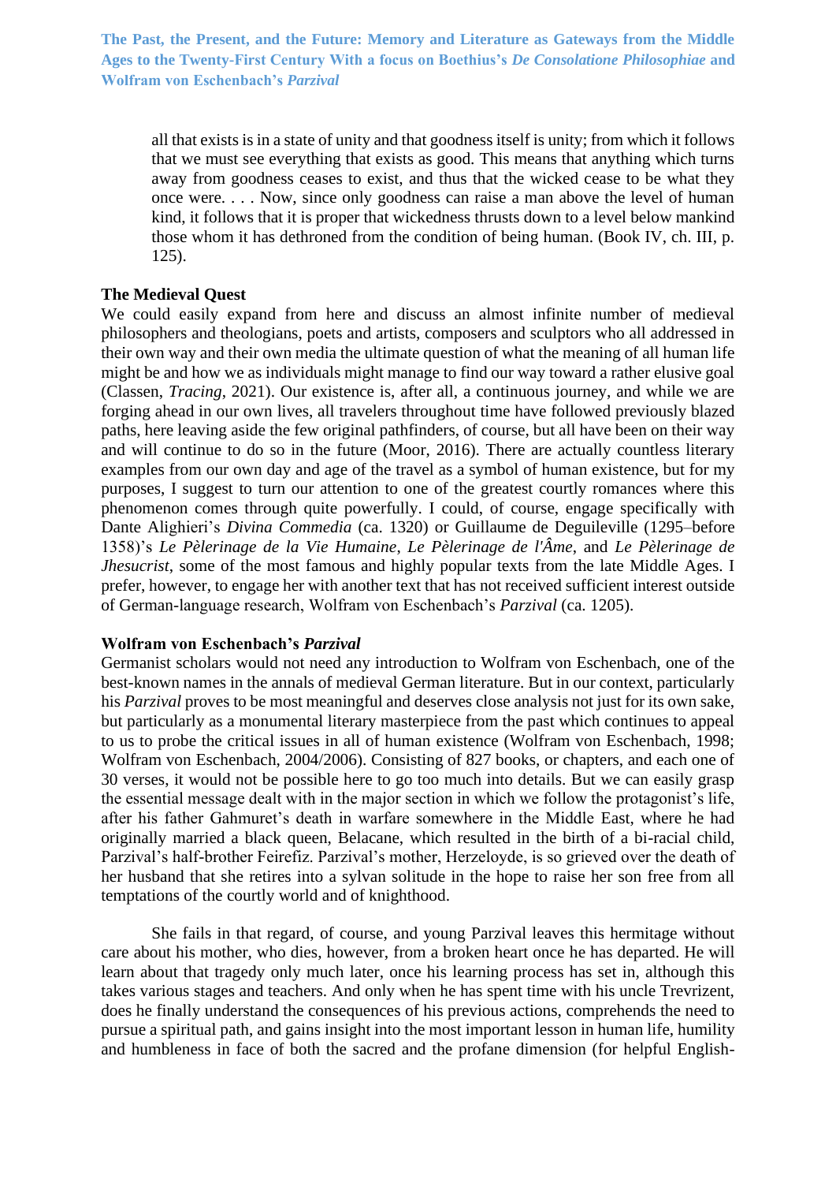> all that exists is in a state of unity and that goodness itself is unity; from which it follows that we must see everything that exists as good. This means that anything which turns away from goodness ceases to exist, and thus that the wicked cease to be what they once were. . . . Now, since only goodness can raise a man above the level of human kind, it follows that it is proper that wickedness thrusts down to a level below mankind those whom it has dethroned from the condition of being human. (Book IV, ch. III, p. 125).

### The Medieval Quest

We could easily expand from here and discuss an almost infinite number of medieval philosophers and theologians, poets and artists, composers and sculptors who all addressed in their own way and their own media the ultimate question of what the meaning of all human life might be and how we as individuals might manage to find our way toward a rather elusive goal (Classen, *Tracing*, 2021). Our existence is, after all, a continuous journey, and while we are forging ahead in our own lives, all travelers throughout time have followed previously blazed paths, here leaving aside the few original pathfinders, of course, but all have been on their way and will continue to do so in the future (Moor, 2016). There are actually countless literary examples from our own day and age of the travel as a symbol of human existence, but for my purposes, I suggest to turn our attention to one of the greatest courtly romances where this phenomenon comes through quite powerfully. I could, of course, engage specifically with Dante Alighieri's *Divina Commedia* (ca. 1320) or Guillaume de Deguileville (1295–before 1358)'s *Le Pèlerinage de la Vie Humaine*, *Le Pèlerinage de l'Âme*, and *Le Pèlerinage de Jhesucrist*, some of the most famous and highly popular texts from the late Middle Ages. I prefer, however, to engage her with another text that has not received sufficient interest outside of German-language research, Wolfram von Eschenbach's *Parzival* (ca. 1205).

### Wolfram von Eschenbach's *Parzival*

Germanist scholars would not need any introduction to Wolfram von Eschenbach, one of the best-known names in the annals of medieval German literature. But in our context, particularly his *Parzival* proves to be most meaningful and deserves close analysis not just for its own sake, but particularly as a monumental literary masterpiece from the past which continues to appeal to us to probe the critical issues in all of human existence (Wolfram von Eschenbach, 1998; Wolfram von Eschenbach, 2004/2006). Consisting of 827 books, or chapters, and each one of 30 verses, it would not be possible here to go too much into details. But we can easily grasp the essential message dealt with in the major section in which we follow the protagonist's life, after his father Gahmuret's death in warfare somewhere in the Middle East, where he had originally married a black queen, Belacane, which resulted in the birth of a bi-racial child, Parzival's half-brother Feirefiz. Parzival's mother, Herzeloyde, is so grieved over the death of her husband that she retires into a sylvan solitude in the hope to raise her son free from all temptations of the courtly world and of knighthood.

She fails in that regard, of course, and young Parzival leaves this hermitage without care about his mother, who dies, however, from a broken heart once he has departed. He will learn about that tragedy only much later, once his learning process has set in, although this takes various stages and teachers. And only when he has spent time with his uncle Trevrizent, does he finally understand the consequences of his previous actions, comprehends the need to pursue a spiritual path, and gains insight into the most important lesson in human life, humility and humbleness in face of both the sacred and the profane dimension (for helpful English-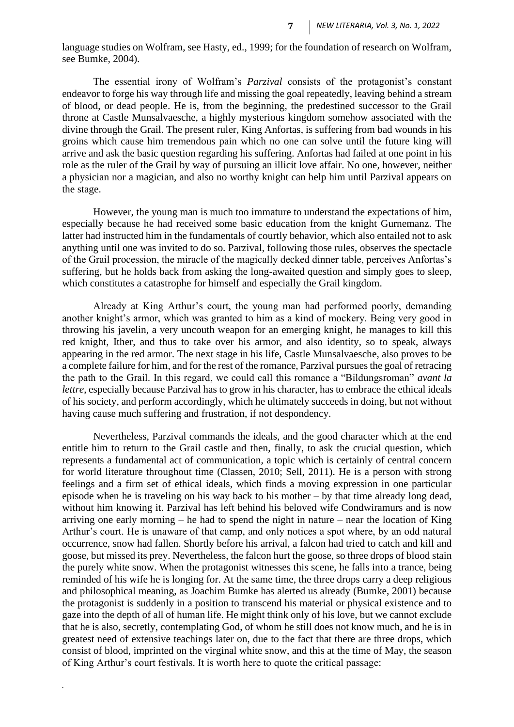language studies on Wolfram, see Hasty, ed., 1999; for the foundation of research on Wolfram, see Bumke, 2004).

The essential irony of Wolfram's *Parzival* consists of the protagonist's constant endeavor to forge his way through life and missing the goal repeatedly, leaving behind a stream of blood, or dead people. He is, from the beginning, the predestined successor to the Grail throne at Castle Munsalvaesche, a highly mysterious kingdom somehow associated with the divine through the Grail. The present ruler, King Anfortas, is suffering from bad wounds in his groins which cause him tremendous pain which no one can solve until the future king will arrive and ask the basic question regarding his suffering. Anfortas had failed at one point in his role as the ruler of the Grail by way of pursuing an illicit love affair. No one, however, neither a physician nor a magician, and also no worthy knight can help him until Parzival appears on the stage.

However, the young man is much too immature to understand the expectations of him, especially because he had received some basic education from the knight Gurnemanz. The latter had instructed him in the fundamentals of courtly behavior, which also entailed not to ask anything until one was invited to do so. Parzival, following those rules, observes the spectacle of the Grail procession, the miracle of the magically decked dinner table, perceives Anfortas's suffering, but he holds back from asking the long-awaited question and simply goes to sleep, which constitutes a catastrophe for himself and especially the Grail kingdom.

Already at King Arthur's court, the young man had performed poorly, demanding another knight's armor, which was granted to him as a kind of mockery. Being very good in throwing his javelin, a very uncouth weapon for an emerging knight, he manages to kill this red knight, Ither, and thus to take over his armor, and also identity, so to speak, always appearing in the red armor. The next stage in his life, Castle Munsalvaesche, also proves to be a complete failure for him, and for the rest of the romance, Parzival pursues the goal of retracing the path to the Grail. In this regard, we could call this romance a "Bildungsroman" *avant la lettre*, especially because Parzival has to grow in his character, has to embrace the ethical ideals of his society, and perform accordingly, which he ultimately succeeds in doing, but not without having cause much suffering and frustration, if not despondency.

Nevertheless, Parzival commands the ideals, and the good character which at the end entitle him to return to the Grail castle and then, finally, to ask the crucial question, which represents a fundamental act of communication, a topic which is certainly of central concern for world literature throughout time (Classen, 2010; Sell, 2011). He is a person with strong feelings and a firm set of ethical ideals, which finds a moving expression in one particular episode when he is traveling on his way back to his mother – by that time already long dead, without him knowing it. Parzival has left behind his beloved wife Condwiramurs and is now arriving one early morning – he had to spend the night in nature – near the location of King Arthur's court. He is unaware of that camp, and only notices a spot where, by an odd natural occurrence, snow had fallen. Shortly before his arrival, a falcon had tried to catch and kill and goose, but missed its prey. Nevertheless, the falcon hurt the goose, so three drops of blood stain the purely white snow. When the protagonist witnesses this scene, he falls into a trance, being reminded of his wife he is longing for. At the same time, the three drops carry a deep religious and philosophical meaning, as Joachim Bumke has alerted us already (Bumke, 2001) because the protagonist is suddenly in a position to transcend his material or physical existence and to gaze into the depth of all of human life. He might think only of his love, but we cannot exclude that he is also, secretly, contemplating God, of whom he still does not know much, and he is in greatest need of extensive teachings later on, due to the fact that there are three drops, which consist of blood, imprinted on the virginal white snow, and this at the time of May, the season of King Arthur's court festivals. It is worth here to quote the critical passage: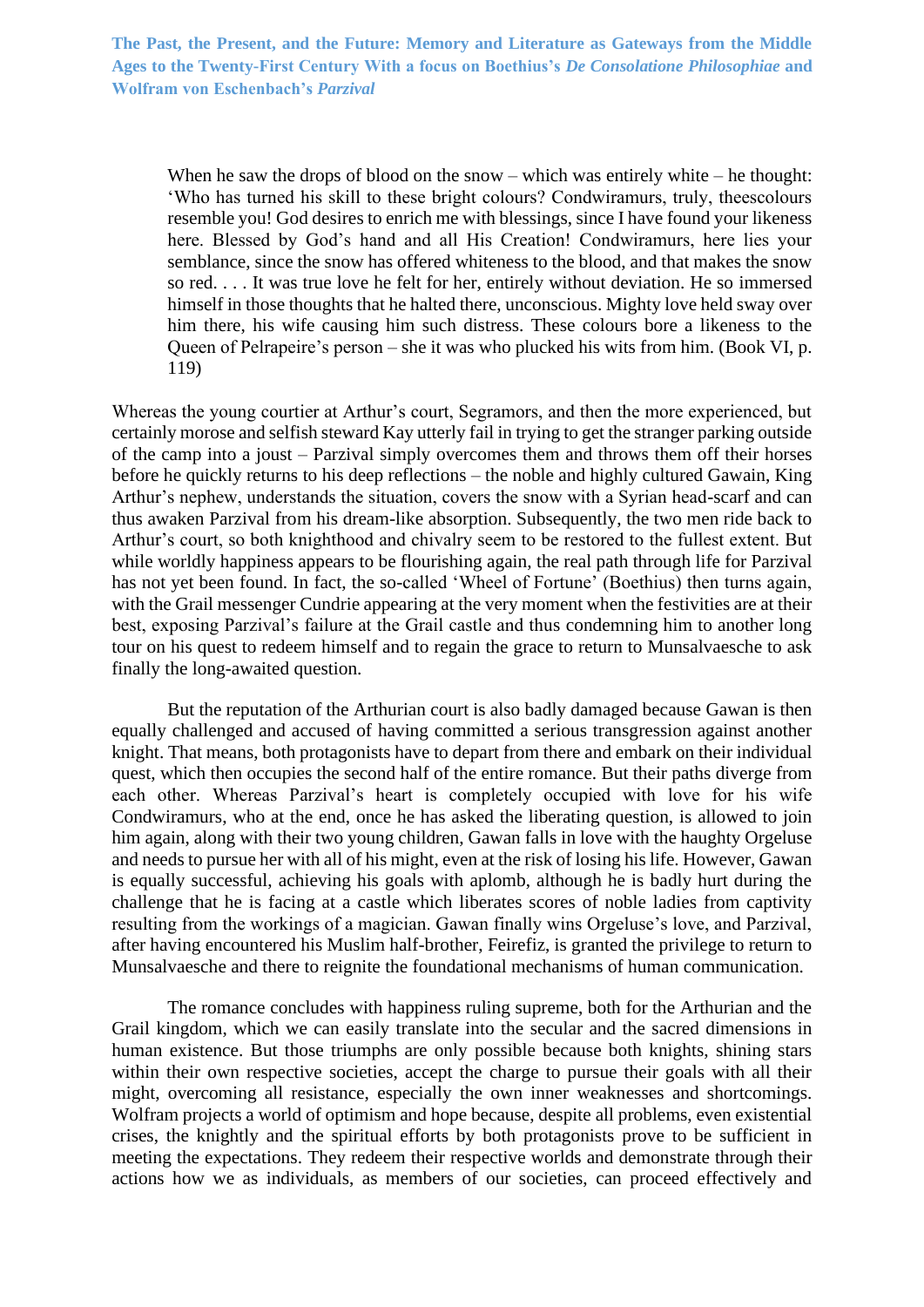> When he saw the drops of blood on the snow – which was entirely white – he thought: 'Who has turned his skill to these bright colours? Condwiramurs, truly, theescolours resemble you! God desires to enrich me with blessings, since I have found your likeness here. Blessed by God's hand and all His Creation! Condwiramurs, here lies your semblance, since the snow has offered whiteness to the blood, and that makes the snow so red. . . . It was true love he felt for her, entirely without deviation. He so immersed himself in those thoughts that he halted there, unconscious. Mighty love held sway over him there, his wife causing him such distress. These colours bore a likeness to the Queen of Pelrapeire's person – she it was who plucked his wits from him. (Book VI, p. 119)

Whereas the young courtier at Arthur's court, Segramors, and then the more experienced, but certainly morose and selfish steward Kay utterly fail in trying to get the stranger parking outside of the camp into a joust – Parzival simply overcomes them and throws them off their horses before he quickly returns to his deep reflections – the noble and highly cultured Gawain, King Arthur's nephew, understands the situation, covers the snow with a Syrian head-scarf and can thus awaken Parzival from his dream-like absorption. Subsequently, the two men ride back to Arthur's court, so both knighthood and chivalry seem to be restored to the fullest extent. But while worldly happiness appears to be flourishing again, the real path through life for Parzival has not yet been found. In fact, the so-called 'Wheel of Fortune' (Boethius) then turns again, with the Grail messenger Cundrie appearing at the very moment when the festivities are at their best, exposing Parzival's failure at the Grail castle and thus condemning him to another long tour on his quest to redeem himself and to regain the grace to return to Munsalvaesche to ask finally the long-awaited question.

But the reputation of the Arthurian court is also badly damaged because Gawan is then equally challenged and accused of having committed a serious transgression against another knight. That means, both protagonists have to depart from there and embark on their individual quest, which then occupies the second half of the entire romance. But their paths diverge from each other. Whereas Parzival's heart is completely occupied with love for his wife Condwiramurs, who at the end, once he has asked the liberating question, is allowed to join him again, along with their two young children, Gawan falls in love with the haughty Orgeluse and needs to pursue her with all of his might, even at the risk of losing his life. However, Gawan is equally successful, achieving his goals with aplomb, although he is badly hurt during the challenge that he is facing at a castle which liberates scores of noble ladies from captivity resulting from the workings of a magician. Gawan finally wins Orgeluse's love, and Parzival, after having encountered his Muslim half-brother, Feirefiz, is granted the privilege to return to Munsalvaesche and there to reignite the foundational mechanisms of human communication.

The romance concludes with happiness ruling supreme, both for the Arthurian and the Grail kingdom, which we can easily translate into the secular and the sacred dimensions in human existence. But those triumphs are only possible because both knights, shining stars within their own respective societies, accept the charge to pursue their goals with all their might, overcoming all resistance, especially the own inner weaknesses and shortcomings. Wolfram projects a world of optimism and hope because, despite all problems, even existential crises, the knightly and the spiritual efforts by both protagonists prove to be sufficient in meeting the expectations. They redeem their respective worlds and demonstrate through their actions how we as individuals, as members of our societies, can proceed effectively and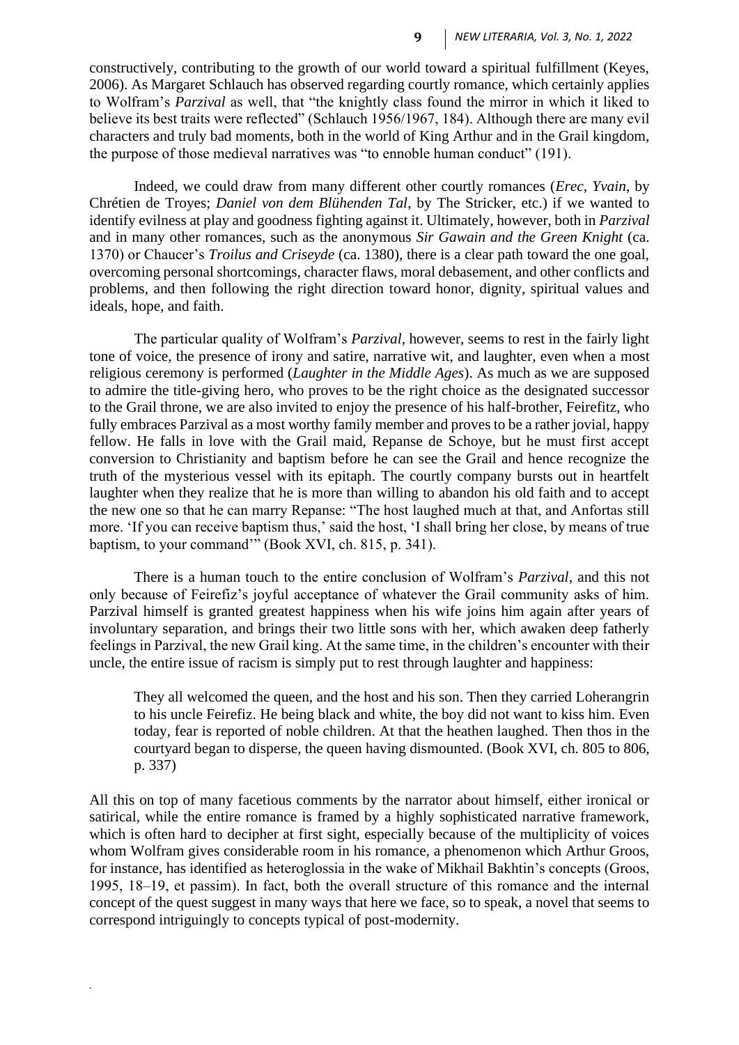constructively, contributing to the growth of our world toward a spiritual fulfillment (Keyes, 2006). As Margaret Schlauch has observed regarding courtly romance, which certainly applies to Wolfram's *Parzival* as well, that "the knightly class found the mirror in which it liked to believe its best traits were reflected" (Schlauch 1956/1967, 184). Although there are many evil characters and truly bad moments, both in the world of King Arthur and in the Grail kingdom, the purpose of those medieval narratives was "to ennoble human conduct" (191).

Indeed, we could draw from many different other courtly romances (*Erec*, *Yvain*, by Chrétien de Troyes; *Daniel von dem Blühenden Tal*, by The Stricker, etc.) if we wanted to identify evilness at play and goodness fighting against it. Ultimately, however, both in *Parzival* and in many other romances, such as the anonymous *Sir Gawain and the Green Knight* (ca. 1370) or Chaucer's *Troilus and Criseyde* (ca. 1380), there is a clear path toward the one goal, overcoming personal shortcomings, character flaws, moral debasement, and other conflicts and problems, and then following the right direction toward honor, dignity, spiritual values and ideals, hope, and faith.

The particular quality of Wolfram's *Parzival*, however, seems to rest in the fairly light tone of voice, the presence of irony and satire, narrative wit, and laughter, even when a most religious ceremony is performed (*Laughter in the Middle Ages*). As much as we are supposed to admire the title-giving hero, who proves to be the right choice as the designated successor to the Grail throne, we are also invited to enjoy the presence of his half-brother, Feirefitz, who fully embraces Parzival as a most worthy family member and proves to be a rather jovial, happy fellow. He falls in love with the Grail maid, Repanse de Schoye, but he must first accept conversion to Christianity and baptism before he can see the Grail and hence recognize the truth of the mysterious vessel with its epitaph. The courtly company bursts out in heartfelt laughter when they realize that he is more than willing to abandon his old faith and to accept the new one so that he can marry Repanse: "The host laughed much at that, and Anfortas still more. 'If you can receive baptism thus,' said the host, 'I shall bring her close, by means of true baptism, to your command'" (Book XVI, ch. 815, p. 341).

There is a human touch to the entire conclusion of Wolfram's *Parzival*, and this not only because of Feirefiz's joyful acceptance of whatever the Grail community asks of him. Parzival himself is granted greatest happiness when his wife joins him again after years of involuntary separation, and brings their two little sons with her, which awaken deep fatherly feelings in Parzival, the new Grail king. At the same time, in the children's encounter with their uncle, the entire issue of racism is simply put to rest through laughter and happiness:

> They all welcomed the queen, and the host and his son. Then they carried Loherangrin to his uncle Feirefiz. He being black and white, the boy did not want to kiss him. Even today, fear is reported of noble children. At that the heathen laughed. Then thos in the courtyard began to disperse, the queen having dismounted. (Book XVI, ch. 805 to 806, p. 337)

All this on top of many facetious comments by the narrator about himself, either ironical or satirical, while the entire romance is framed by a highly sophisticated narrative framework, which is often hard to decipher at first sight, especially because of the multiplicity of voices whom Wolfram gives considerable room in his romance, a phenomenon which Arthur Groos, for instance, has identified as heteroglossia in the wake of Mikhail Bakhtin's concepts (Groos, 1995, 18–19, et passim). In fact, both the overall structure of this romance and the internal concept of the quest suggest in many ways that here we face, so to speak, a novel that seems to correspond intriguingly to concepts typical of post-modernity.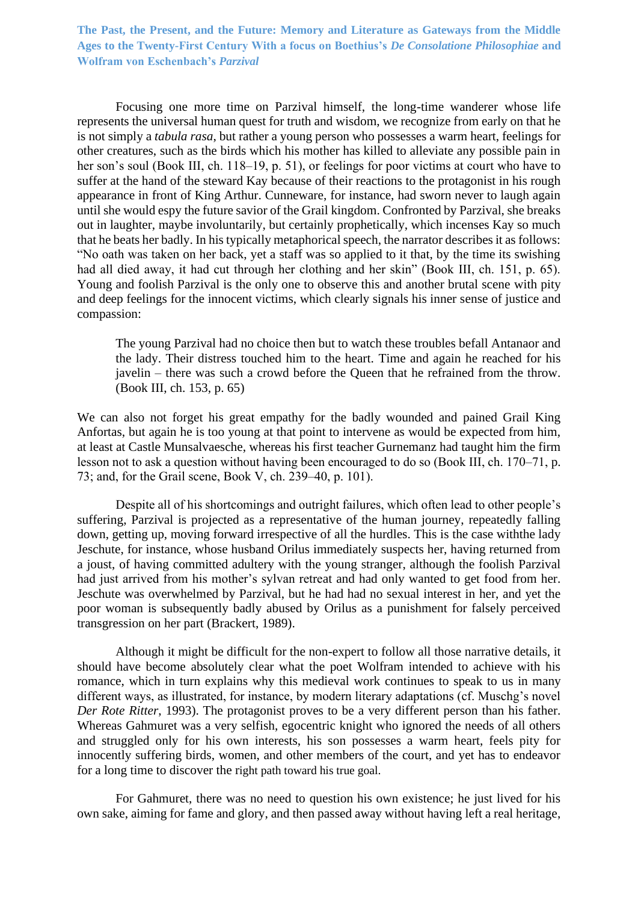Focusing one more time on Parzival himself, the long-time wanderer whose life represents the universal human quest for truth and wisdom, we recognize from early on that he is not simply a *tabula rasa*, but rather a young person who possesses a warm heart, feelings for other creatures, such as the birds which his mother has killed to alleviate any possible pain in her son's soul (Book III, ch. 118–19, p. 51), or feelings for poor victims at court who have to suffer at the hand of the steward Kay because of their reactions to the protagonist in his rough appearance in front of King Arthur. Cunneware, for instance, had sworn never to laugh again until she would espy the future savior of the Grail kingdom. Confronted by Parzival, she breaks out in laughter, maybe involuntarily, but certainly prophetically, which incenses Kay so much that he beats her badly. In his typically metaphorical speech, the narrator describes it as follows: "No oath was taken on her back, yet a staff was so applied to it that, by the time its swishing had all died away, it had cut through her clothing and her skin" (Book III, ch. 151, p. 65). Young and foolish Parzival is the only one to observe this and another brutal scene with pity and deep feelings for the innocent victims, which clearly signals his inner sense of justice and compassion:

> The young Parzival had no choice then but to watch these troubles befall Antanaor and the lady. Their distress touched him to the heart. Time and again he reached for his javelin – there was such a crowd before the Queen that he refrained from the throw. (Book III, ch. 153, p. 65)

We can also not forget his great empathy for the badly wounded and pained Grail King Anfortas, but again he is too young at that point to intervene as would be expected from him, at least at Castle Munsalvaesche, whereas his first teacher Gurnemanz had taught him the firm lesson not to ask a question without having been encouraged to do so (Book III, ch. 170–71, p. 73; and, for the Grail scene, Book V, ch. 239–40, p. 101).

Despite all of his shortcomings and outright failures, which often lead to other people's suffering, Parzival is projected as a representative of the human journey, repeatedly falling down, getting up, moving forward irrespective of all the hurdles. This is the case withthe lady Jeschute, for instance, whose husband Orilus immediately suspects her, having returned from a joust, of having committed adultery with the young stranger, although the foolish Parzival had just arrived from his mother's sylvan retreat and had only wanted to get food from her. Jeschute was overwhelmed by Parzival, but he had had no sexual interest in her, and yet the poor woman is subsequently badly abused by Orilus as a punishment for falsely perceived transgression on her part (Brackert, 1989).

Although it might be difficult for the non-expert to follow all those narrative details, it should have become absolutely clear what the poet Wolfram intended to achieve with his romance, which in turn explains why this medieval work continues to speak to us in many different ways, as illustrated, for instance, by modern literary adaptations (cf. Muschg's novel *Der Rote Ritter*, 1993). The protagonist proves to be a very different person than his father. Whereas Gahmuret was a very selfish, egocentric knight who ignored the needs of all others and struggled only for his own interests, his son possesses a warm heart, feels pity for innocently suffering birds, women, and other members of the court, and yet has to endeavor for a long time to discover the right path toward his true goal.

For Gahmuret, there was no need to question his own existence; he just lived for his own sake, aiming for fame and glory, and then passed away without having left a real heritage,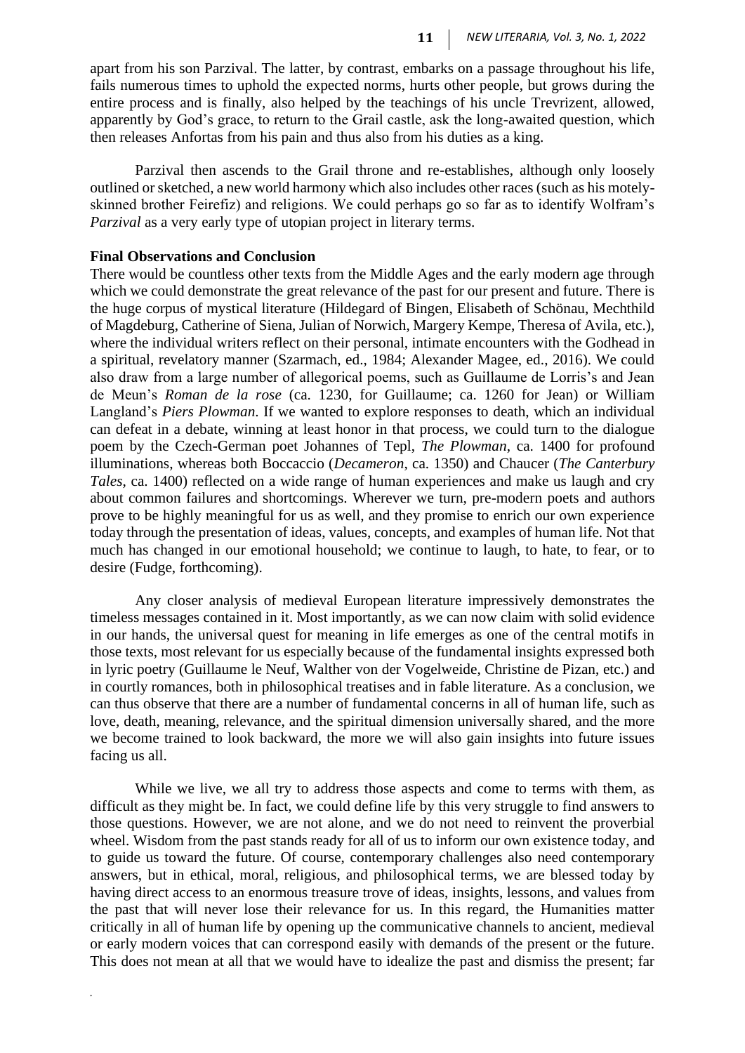apart from his son Parzival. The latter, by contrast, embarks on a passage throughout his life, fails numerous times to uphold the expected norms, hurts other people, but grows during the entire process and is finally, also helped by the teachings of his uncle Trevrizent, allowed, apparently by God's grace, to return to the Grail castle, ask the long-awaited question, which then releases Anfortas from his pain and thus also from his duties as a king.

Parzival then ascends to the Grail throne and re-establishes, although only loosely outlined or sketched, a new world harmony which also includes other races (such as his motely-skinned brother Feirefiz) and religions. We could perhaps go so far as to identify Wolfram's *Parzival* as a very early type of utopian project in literary terms.

**Final Observations and Conclusion**

There would be countless other texts from the Middle Ages and the early modern age through which we could demonstrate the great relevance of the past for our present and future. There is the huge corpus of mystical literature (Hildegard of Bingen, Elisabeth of Schönau, Mechthild of Magdeburg, Catherine of Siena, Julian of Norwich, Margery Kempe, Theresa of Avila, etc.), where the individual writers reflect on their personal, intimate encounters with the Godhead in a spiritual, revelatory manner (Szarmach, ed., 1984; Alexander Magee, ed., 2016). We could also draw from a large number of allegorical poems, such as Guillaume de Lorris's and Jean de Meun's *Roman de la rose* (ca. 1230, for Guillaume; ca. 1260 for Jean) or William Langland's *Piers Plowman*. If we wanted to explore responses to death, which an individual can defeat in a debate, winning at least honor in that process, we could turn to the dialogue poem by the Czech-German poet Johannes of Tepl, *The Plowman*, ca. 1400 for profound illuminations, whereas both Boccaccio (*Decameron*, ca. 1350) and Chaucer (*The Canterbury Tales*, ca. 1400) reflected on a wide range of human experiences and make us laugh and cry about common failures and shortcomings. Wherever we turn, pre-modern poets and authors prove to be highly meaningful for us as well, and they promise to enrich our own experience today through the presentation of ideas, values, concepts, and examples of human life. Not that much has changed in our emotional household; we continue to laugh, to hate, to fear, or to desire (Fudge, forthcoming).

Any closer analysis of medieval European literature impressively demonstrates the timeless messages contained in it. Most importantly, as we can now claim with solid evidence in our hands, the universal quest for meaning in life emerges as one of the central motifs in those texts, most relevant for us especially because of the fundamental insights expressed both in lyric poetry (Guillaume le Neuf, Walther von der Vogelweide, Christine de Pizan, etc.) and in courtly romances, both in philosophical treatises and in fable literature. As a conclusion, we can thus observe that there are a number of fundamental concerns in all of human life, such as love, death, meaning, relevance, and the spiritual dimension universally shared, and the more we become trained to look backward, the more we will also gain insights into future issues facing us all.

While we live, we all try to address those aspects and come to terms with them, as difficult as they might be. In fact, we could define life by this very struggle to find answers to those questions. However, we are not alone, and we do not need to reinvent the proverbial wheel. Wisdom from the past stands ready for all of us to inform our own existence today, and to guide us toward the future. Of course, contemporary challenges also need contemporary answers, but in ethical, moral, religious, and philosophical terms, we are blessed today by having direct access to an enormous treasure trove of ideas, insights, lessons, and values from the past that will never lose their relevance for us. In this regard, the Humanities matter critically in all of human life by opening up the communicative channels to ancient, medieval or early modern voices that can correspond easily with demands of the present or the future. This does not mean at all that we would have to idealize the past and dismiss the present; far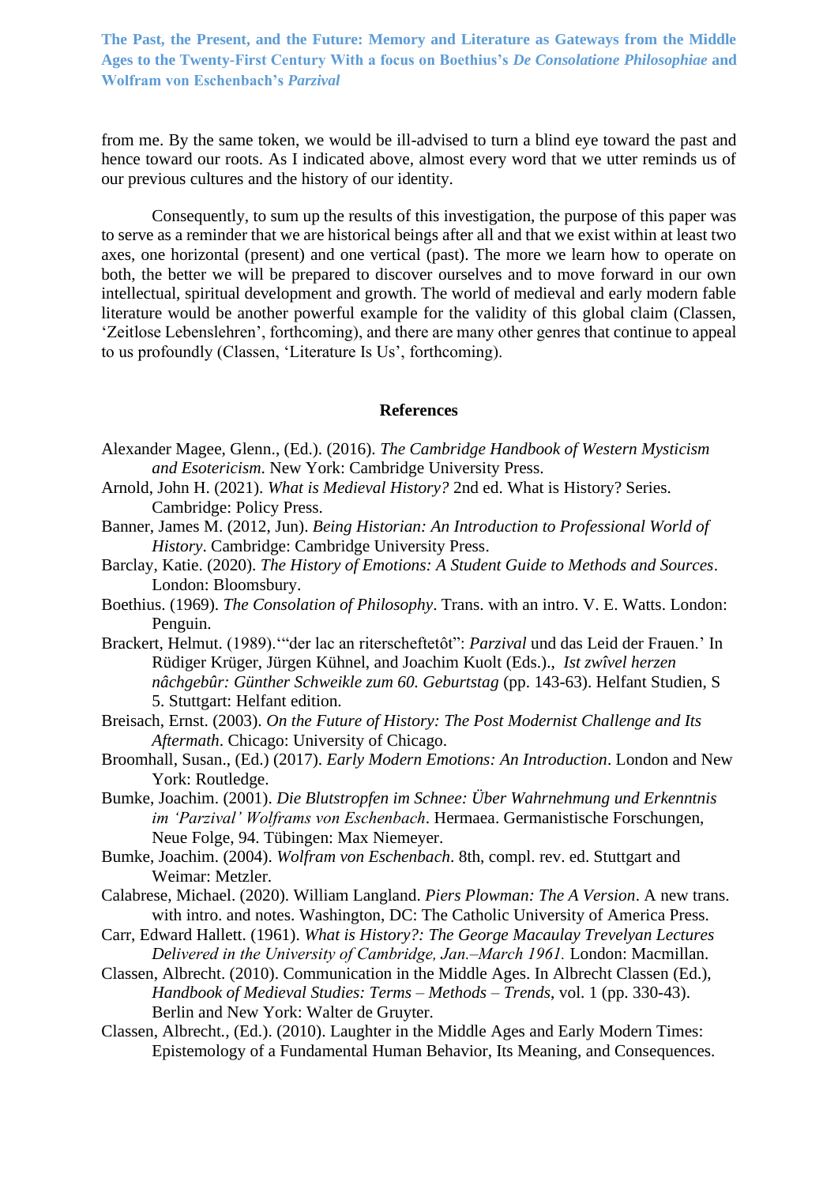from me. By the same token, we would be ill-advised to turn a blind eye toward the past and hence toward our roots. As I indicated above, almost every word that we utter reminds us of our previous cultures and the history of our identity.

Consequently, to sum up the results of this investigation, the purpose of this paper was to serve as a reminder that we are historical beings after all and that we exist within at least two axes, one horizontal (present) and one vertical (past). The more we learn how to operate on both, the better we will be prepared to discover ourselves and to move forward in our own intellectual, spiritual development and growth. The world of medieval and early modern fable literature would be another powerful example for the validity of this global claim (Classen, 'Zeitlose Lebenslehren', forthcoming), and there are many other genres that continue to appeal to us profoundly (Classen, 'Literature Is Us', forthcoming).

## References

Alexander Magee, Glenn., (Ed.). (2016). *The Cambridge Handbook of Western Mysticism and Esotericism*. New York: Cambridge University Press.

Arnold, John H. (2021). *What is Medieval History?* 2nd ed. What is History? Series. Cambridge: Policy Press.

Banner, James M. (2012, Jun). *Being Historian: An Introduction to Professional World of History*. Cambridge: Cambridge University Press.

Barclay, Katie. (2020). *The History of Emotions: A Student Guide to Methods and Sources*. London: Bloomsbury.

Boethius. (1969). *The Consolation of Philosophy*. Trans. with an intro. V. E. Watts. London: Penguin.

Brackert, Helmut. (1989).'"der lac an riterscheftetôt": *Parzival* und das Leid der Frauen.' In Rüdiger Krüger, Jürgen Kühnel, and Joachim Kuolt (Eds.), *Ist zwîvel herzen nâchgebûr: Günther Schweikle zum 60. Geburtstag* (pp. 143-63). Helfant Studien, S 5. Stuttgart: Helfant edition.

Breisach, Ernst. (2003). *On the Future of History: The Post Modernist Challenge and Its Aftermath*. Chicago: University of Chicago.

Broomhall, Susan., (Ed.) (2017). *Early Modern Emotions: An Introduction*. London and New York: Routledge.

Bumke, Joachim. (2001). *Die Blutstropfen im Schnee: Über Wahrnehmung und Erkenntnis im 'Parzival' Wolframs von Eschenbach*. Hermaea. Germanistische Forschungen, Neue Folge, 94. Tübingen: Max Niemeyer.

Bumke, Joachim. (2004). *Wolfram von Eschenbach*. 8th, compl. rev. ed. Stuttgart and Weimar: Metzler.

Calabrese, Michael. (2020). William Langland. *Piers Plowman: The A Version*. A new trans. with intro. and notes. Washington, DC: The Catholic University of America Press.

Carr, Edward Hallett. (1961). *What is History?: The George Macaulay Trevelyan Lectures Delivered in the University of Cambridge, Jan.–March 1961.* London: Macmillan.

Classen, Albrecht. (2010). Communication in the Middle Ages. In Albrecht Classen (Ed.), *Handbook of Medieval Studies: Terms – Methods – Trends*, vol. 1 (pp. 330-43). Berlin and New York: Walter de Gruyter.

Classen, Albrecht., (Ed.). (2010). Laughter in the Middle Ages and Early Modern Times: Epistemology of a Fundamental Human Behavior, Its Meaning, and Consequences.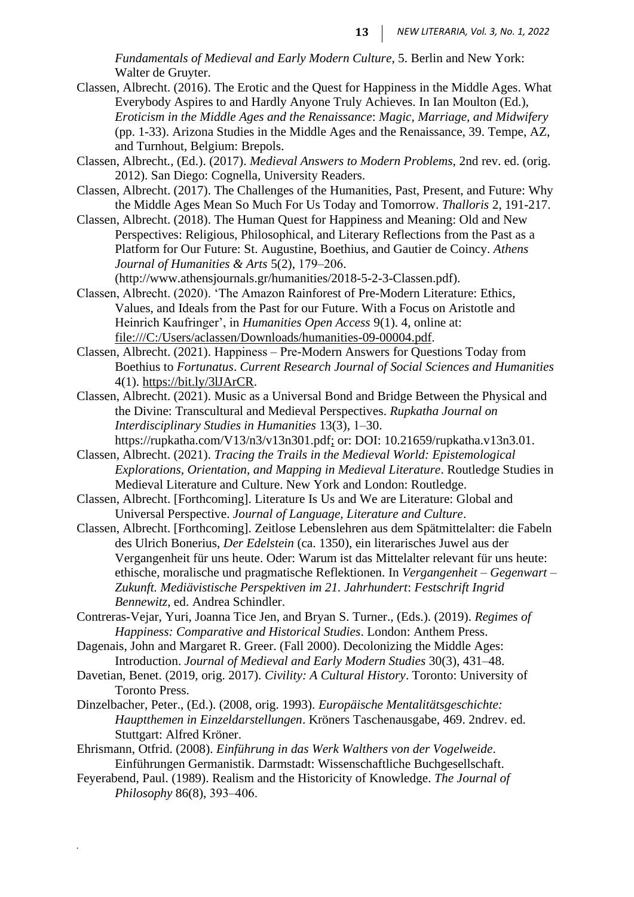*Fundamentals of Medieval and Early Modern Culture*, 5. Berlin and New York: Walter de Gruyter.

Classen, Albrecht. (2016). The Erotic and the Quest for Happiness in the Middle Ages. What Everybody Aspires to and Hardly Anyone Truly Achieves. In Ian Moulton (Ed.), *Eroticism in the Middle Ages and the Renaissance*: *Magic, Marriage, and Midwifery* (pp. 1-33). Arizona Studies in the Middle Ages and the Renaissance, 39. Tempe, AZ, and Turnhout, Belgium: Brepols.

Classen, Albrecht., (Ed.). (2017). *Medieval Answers to Modern Problems*, 2nd rev. ed. (orig. 2012). San Diego: Cognella, University Readers.

Classen, Albrecht. (2017). The Challenges of the Humanities, Past, Present, and Future: Why the Middle Ages Mean So Much For Us Today and Tomorrow. *Thalloris* 2, 191-217.

Classen, Albrecht. (2018). The Human Quest for Happiness and Meaning: Old and New Perspectives: Religious, Philosophical, and Literary Reflections from the Past as a Platform for Our Future: St. Augustine, Boethius, and Gautier de Coincy. *Athens Journal of Humanities & Arts* 5(2), 179–206. (http://www.athensjournals.gr/humanities/2018-5-2-3-Classen.pdf).

Classen, Albrecht. (2020). 'The Amazon Rainforest of Pre-Modern Literature: Ethics, Values, and Ideals from the Past for our Future. With a Focus on Aristotle and Heinrich Kaufringer', in *Humanities Open Access* 9(1). 4, online at: file:///C:/Users/aclassen/Downloads/humanities-09-00004.pdf.

Classen, Albrecht. (2021). Happiness – Pre-Modern Answers for Questions Today from Boethius to *Fortunatus*. *Current Research Journal of Social Sciences and Humanities* 4(1). https://bit.ly/3lJArCR.

Classen, Albrecht. (2021). Music as a Universal Bond and Bridge Between the Physical and the Divine: Transcultural and Medieval Perspectives. *Rupkatha Journal on Interdisciplinary Studies in Humanities* 13(3), 1–30. https://rupkatha.com/V13/n3/v13n301.pdf; or: DOI: 10.21659/rupkatha.v13n3.01.

Classen, Albrecht. (2021). *Tracing the Trails in the Medieval World: Epistemological Explorations, Orientation, and Mapping in Medieval Literature*. Routledge Studies in Medieval Literature and Culture. New York and London: Routledge.

Classen, Albrecht. [Forthcoming]. Literature Is Us and We are Literature: Global and Universal Perspective. *Journal of Language, Literature and Culture*.

Classen, Albrecht. [Forthcoming]. Zeitlose Lebenslehren aus dem Spätmittelalter: die Fabeln des Ulrich Bonerius, *Der Edelstein* (ca. 1350), ein literarisches Juwel aus der Vergangenheit für uns heute. Oder: Warum ist das Mittelalter relevant für uns heute: ethische, moralische und pragmatische Reflektionen. In *Vergangenheit – Gegenwart – Zukunft. Mediävistische Perspektiven im 21. Jahrhundert*: *Festschrift Ingrid Bennewitz*, ed. Andrea Schindler.

Contreras-Vejar, Yuri, Joanna Tice Jen, and Bryan S. Turner., (Eds.). (2019). *Regimes of Happiness: Comparative and Historical Studies*. London: Anthem Press.

Dagenais, John and Margaret R. Greer. (Fall 2000). Decolonizing the Middle Ages: Introduction. *Journal of Medieval and Early Modern Studies* 30(3), 431–48.

Davetian, Benet. (2019, orig. 2017). *Civility: A Cultural History*. Toronto: University of Toronto Press.

Dinzelbacher, Peter., (Ed.). (2008, orig. 1993). *Europäische Mentalitätsgeschichte: Hauptthemen in Einzeldarstellungen*. Kröners Taschenausgabe, 469. 2ndrev. ed. Stuttgart: Alfred Kröner.

Ehrismann, Otfrid. (2008). *Einführung in das Werk Walthers von der Vogelweide*. Einführungen Germanistik. Darmstadt: Wissenschaftliche Buchgesellschaft.

Feyerabend, Paul. (1989). Realism and the Historicity of Knowledge. *The Journal of Philosophy* 86(8), 393–406.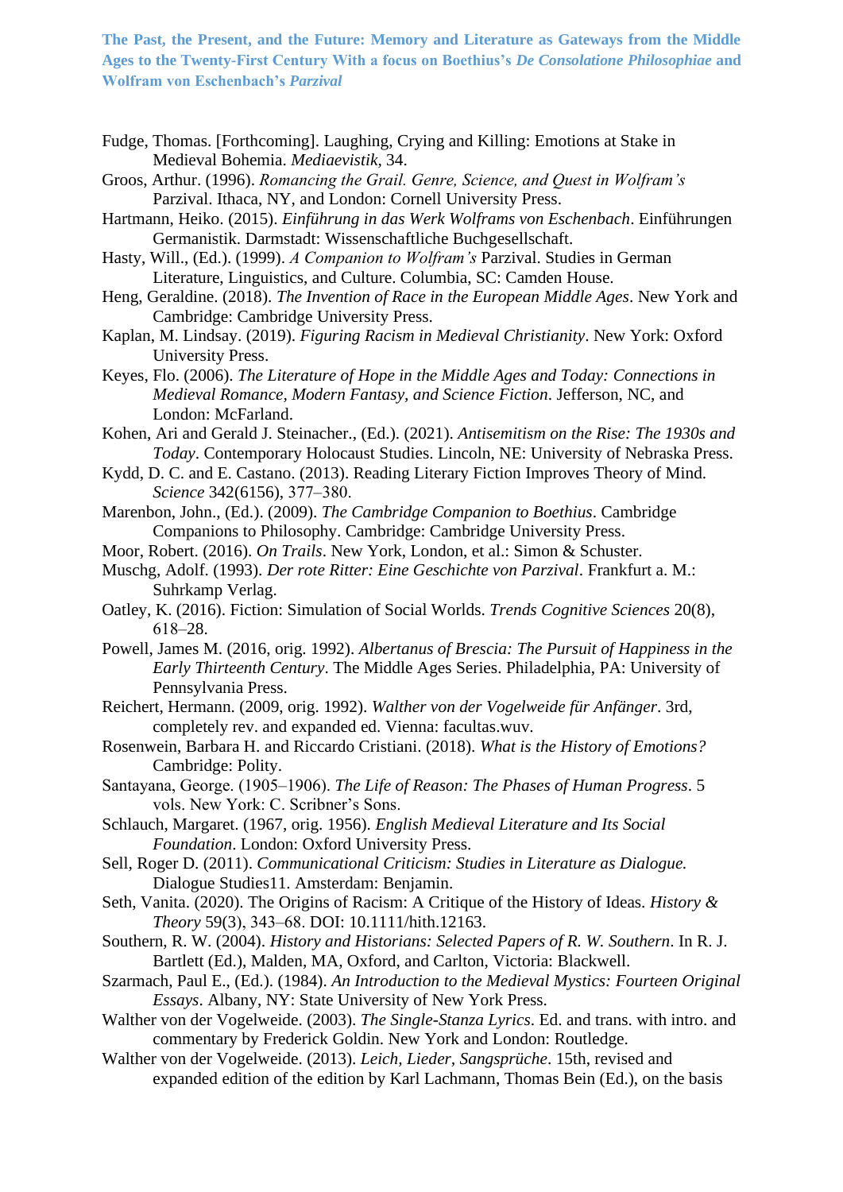Fudge, Thomas. [Forthcoming]. Laughing, Crying and Killing: Emotions at Stake in Medieval Bohemia. *Mediaevistik*, 34.

Groos, Arthur. (1996). *Romancing the Grail. Genre, Science, and Quest in Wolfram's* Parzival. Ithaca, NY, and London: Cornell University Press.

Hartmann, Heiko. (2015). *Einführung in das Werk Wolframs von Eschenbach*. Einführungen Germanistik. Darmstadt: Wissenschaftliche Buchgesellschaft.

Hasty, Will., (Ed.). (1999). *A Companion to Wolfram's* Parzival. Studies in German Literature, Linguistics, and Culture. Columbia, SC: Camden House.

Heng, Geraldine. (2018). *The Invention of Race in the European Middle Ages*. New York and Cambridge: Cambridge University Press.

Kaplan, M. Lindsay. (2019). *Figuring Racism in Medieval Christianity*. New York: Oxford University Press.

Keyes, Flo. (2006). *The Literature of Hope in the Middle Ages and Today: Connections in Medieval Romance, Modern Fantasy, and Science Fiction*. Jefferson, NC, and London: McFarland.

Kohen, Ari and Gerald J. Steinacher., (Ed.). (2021). *Antisemitism on the Rise: The 1930s and Today*. Contemporary Holocaust Studies. Lincoln, NE: University of Nebraska Press.

Kydd, D. C. and E. Castano. (2013). Reading Literary Fiction Improves Theory of Mind. *Science* 342(6156), 377–380.

Marenbon, John., (Ed.). (2009). *The Cambridge Companion to Boethius*. Cambridge Companions to Philosophy. Cambridge: Cambridge University Press.

Moor, Robert. (2016). *On Trails*. New York, London, et al.: Simon & Schuster.

Muschg, Adolf. (1993). *Der rote Ritter: Eine Geschichte von Parzival*. Frankfurt a. M.: Suhrkamp Verlag.

Oatley, K. (2016). Fiction: Simulation of Social Worlds. *Trends Cognitive Sciences* 20(8), 618–28.

Powell, James M. (2016, orig. 1992). *Albertanus of Brescia: The Pursuit of Happiness in the Early Thirteenth Century*. The Middle Ages Series. Philadelphia, PA: University of Pennsylvania Press.

Reichert, Hermann. (2009, orig. 1992). *Walther von der Vogelweide für Anfänger*. 3rd, completely rev. and expanded ed. Vienna: facultas.wuv.

Rosenwein, Barbara H. and Riccardo Cristiani. (2018). *What is the History of Emotions?* Cambridge: Polity.

Santayana, George. (1905–1906). *The Life of Reason: The Phases of Human Progress*. 5 vols. New York: C. Scribner's Sons.

Schlauch, Margaret. (1967, orig. 1956). *English Medieval Literature and Its Social Foundation*. London: Oxford University Press.

Sell, Roger D. (2011). *Communicational Criticism: Studies in Literature as Dialogue.* Dialogue Studies11. Amsterdam: Benjamin.

Seth, Vanita. (2020). The Origins of Racism: A Critique of the History of Ideas. *History & Theory* 59(3), 343–68. DOI: 10.1111/hith.12163.

Southern, R. W. (2004). *History and Historians: Selected Papers of R. W. Southern*. In R. J. Bartlett (Ed.), Malden, MA, Oxford, and Carlton, Victoria: Blackwell.

Szarmach, Paul E., (Ed.). (1984). *An Introduction to the Medieval Mystics: Fourteen Original Essays*. Albany, NY: State University of New York Press.

Walther von der Vogelweide. (2003). *The Single-Stanza Lyrics*. Ed. and trans. with intro. and commentary by Frederick Goldin. New York and London: Routledge.

Walther von der Vogelweide. (2013). *Leich, Lieder, Sangsprüche*. 15th, revised and expanded edition of the edition by Karl Lachmann, Thomas Bein (Ed.), on the basis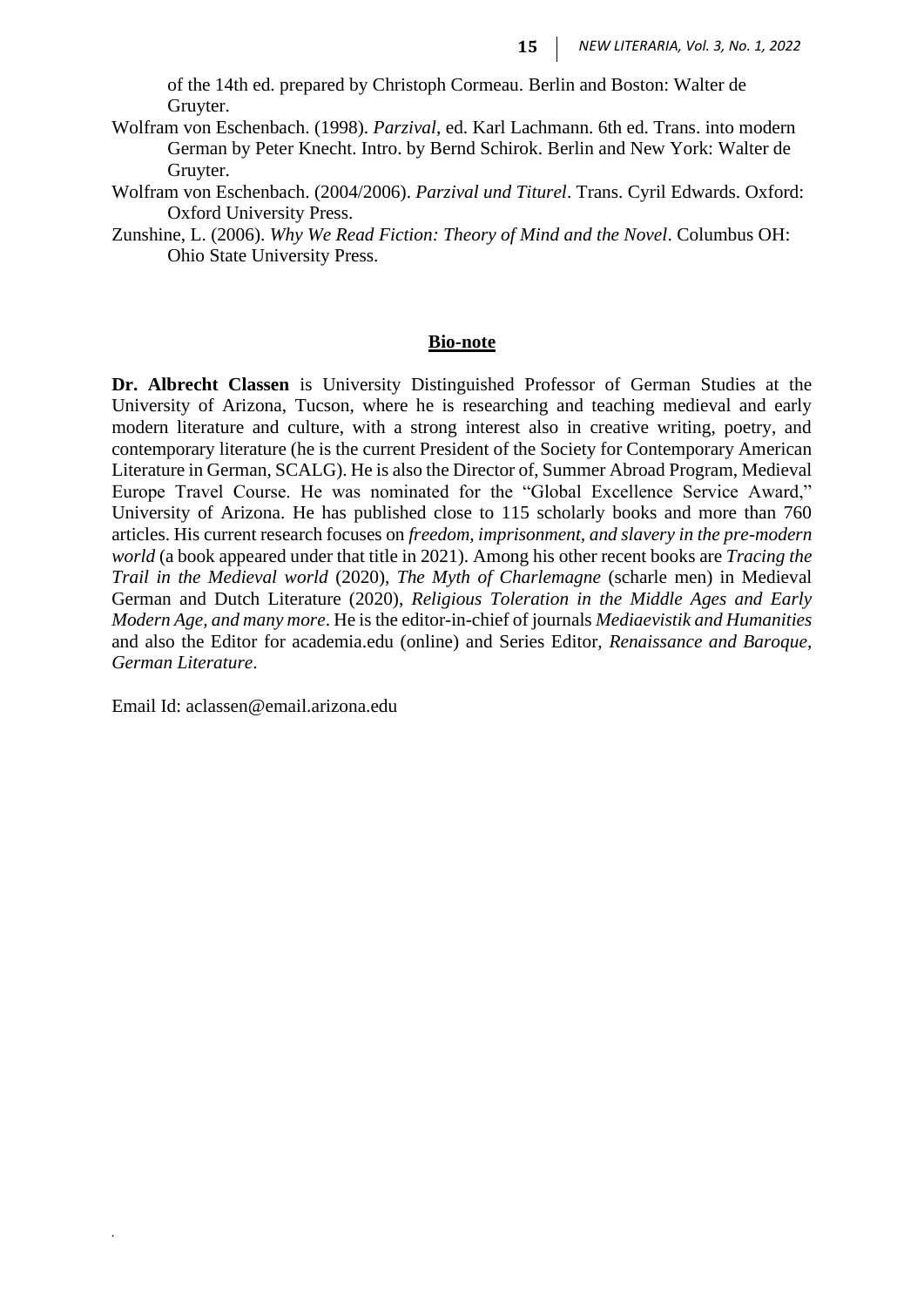of the 14th ed. prepared by Christoph Cormeau. Berlin and Boston: Walter de Gruyter.

Wolfram von Eschenbach. (1998). *Parzival*, ed. Karl Lachmann. 6th ed. Trans. into modern German by Peter Knecht. Intro. by Bernd Schirok. Berlin and New York: Walter de Gruyter.

Wolfram von Eschenbach. (2004/2006). *Parzival und Titurel*. Trans. Cyril Edwards. Oxford: Oxford University Press.

Zunshine, L. (2006). *Why We Read Fiction: Theory of Mind and the Novel*. Columbus OH: Ohio State University Press.

## Bio-note

**Dr. Albrecht Classen** is University Distinguished Professor of German Studies at the University of Arizona, Tucson, where he is researching and teaching medieval and early modern literature and culture, with a strong interest also in creative writing, poetry, and contemporary literature (he is the current President of the Society for Contemporary American Literature in German, SCALG). He is also the Director of, Summer Abroad Program, Medieval Europe Travel Course. He was nominated for the "Global Excellence Service Award," University of Arizona. He has published close to 115 scholarly books and more than 760 articles. His current research focuses on *freedom, imprisonment, and slavery in the pre-modern world* (a book appeared under that title in 2021). Among his other recent books are *Tracing the Trail in the Medieval world* (2020), *The Myth of Charlemagne* (scharle men) in Medieval German and Dutch Literature (2020), *Religious Toleration in the Middle Ages and Early Modern Age, and many more*. He is the editor-in-chief of journals *Mediaevistik and Humanities* and also the Editor for academia.edu (online) and Series Editor, *Renaissance and Baroque, German Literature*.

Email Id: aclassen@email.arizona.edu